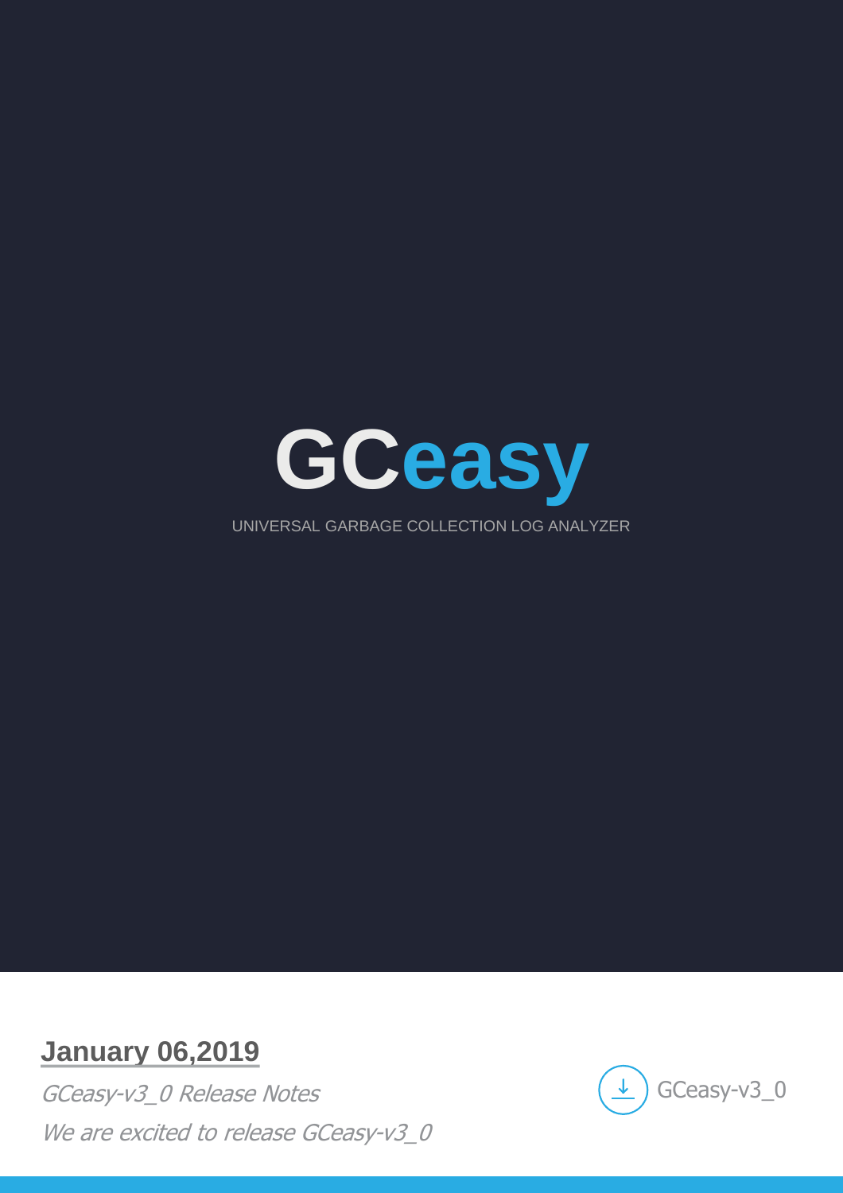# GCeasy

UNIVERSAL GARBAGE COLLECTION LOG ANALYZER

## January 06,2019

*GCeasy-v3_0 Release Notes*

*We are excited to release GCeasy-v3_0*

GCeasy-v3_0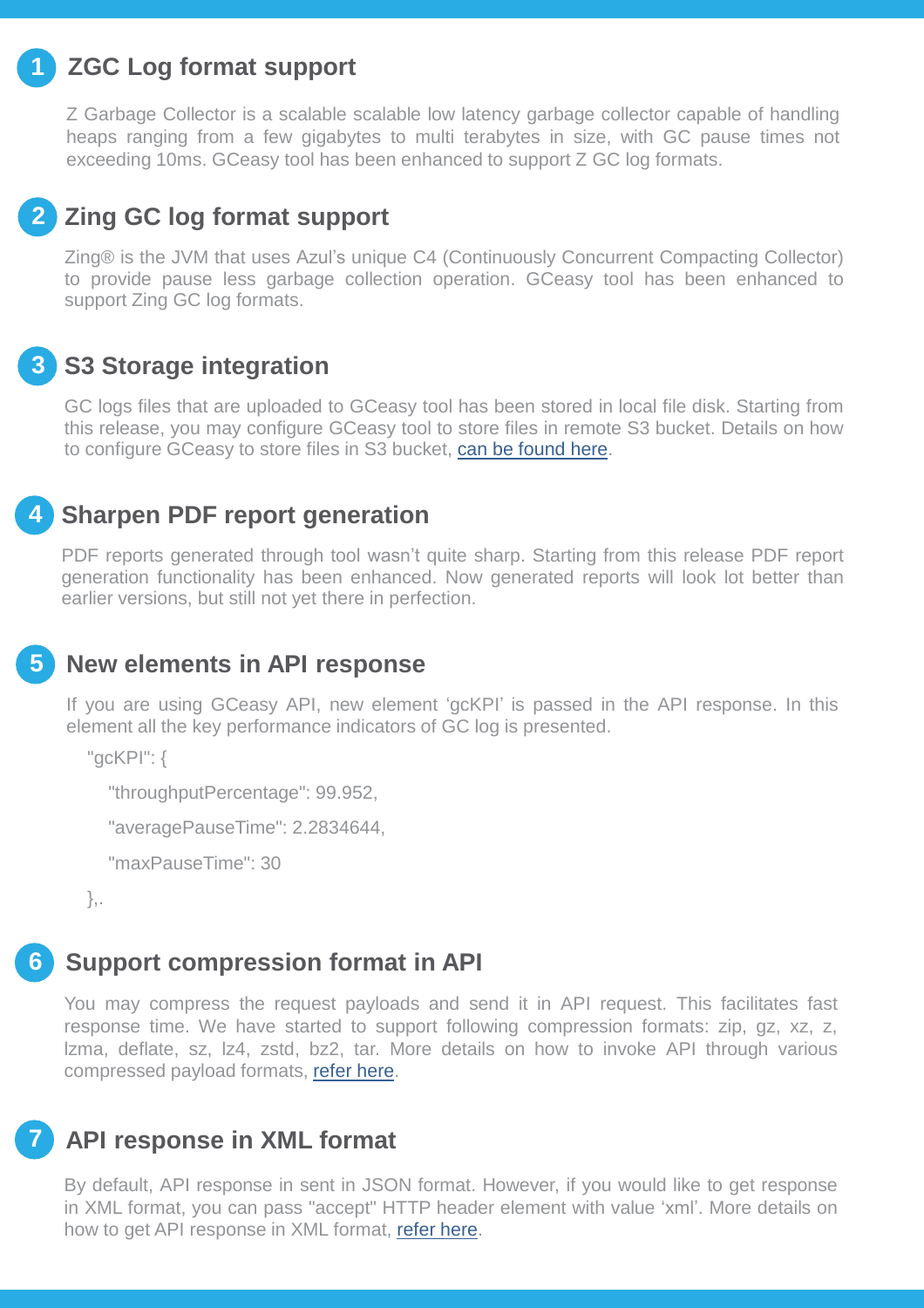## 1 ZGC Log format support

Z Garbage Collector is a scalable scalable low latency garbage collector capable of handling heaps ranging from a few gigabytes to multi terabytes in size, with GC pause times not exceeding 10ms. GCeasy tool has been enhanced to support Z GC log formats.

## 2 Zing GC log format support

Zing® is the JVM that uses Azul's unique C4 (Continuously Concurrent Compacting Collector) to provide pause less garbage collection operation. GCeasy tool has been enhanced to support Zing GC log formats.

## 3 S3 Storage integration

GC logs files that are uploaded to GCeasy tool has been stored in local file disk. Starting from this release, you may configure GCeasy tool to store files in remote S3 bucket. Details on how to configure GCeasy to store files in S3 bucket, can be found here.

## 4 Sharpen PDF report generation

PDF reports generated through tool wasn't quite sharp. Starting from this release PDF report generation functionality has been enhanced. Now generated reports will look lot better than earlier versions, but still not yet there in perfection.

## 5 New elements in API response

If you are using GCeasy API, new element 'gcKPI' is passed in the API response. In this element all the key performance indicators of GC log is presented.

```
"gcKPI": {
  "throughputPercentage": 99.952,
  "averagePauseTime": 2.2834644,
  "maxPauseTime": 30
},.
```

## 6 Support compression format in API

You may compress the request payloads and send it in API request. This facilitates fast response time. We have started to support following compression formats: zip, gz, xz, z, lzma, deflate, sz, lz4, zstd, bz2, tar. More details on how to invoke API through various compressed payload formats, refer here.

## 7 API response in XML format

By default, API response in sent in JSON format. However, if you would like to get response in XML format, you can pass "accept" HTTP header element with value 'xml'. More details on how to get API response in XML format, refer here.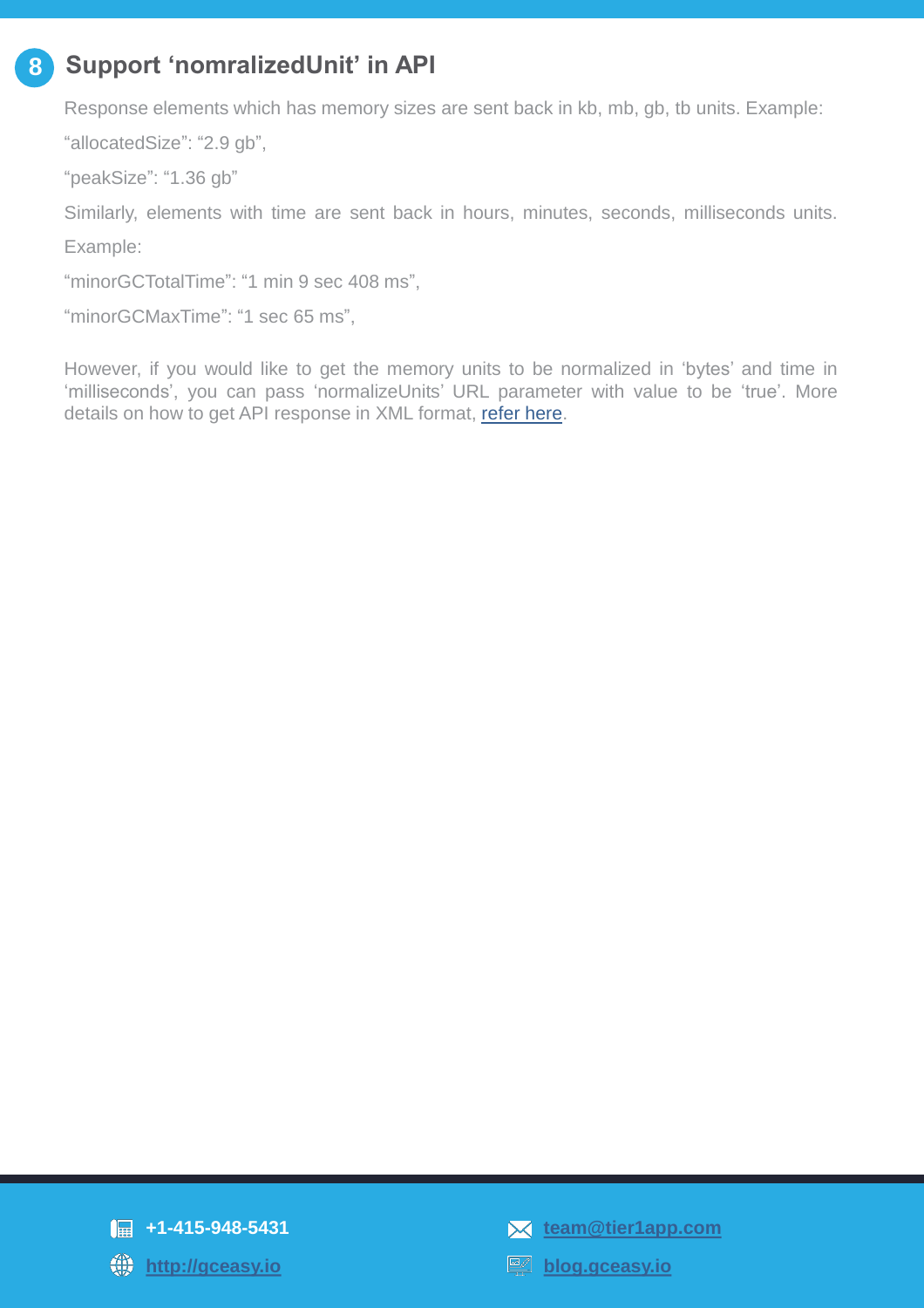## 8 Support 'nomralizedUnit' in API

Response elements which has memory sizes are sent back in kb, mb, gb, tb units. Example:

"allocatedSize": "2.9 gb",

"peakSize": "1.36 gb"

Similarly, elements with time are sent back in hours, minutes, seconds, milliseconds units. Example:

"minorGCTotalTime": "1 min 9 sec 408 ms",

"minorGCMaxTime": "1 sec 65 ms",

However, if you would like to get the memory units to be normalized in 'bytes' and time in 'milliseconds', you can pass 'normalizeUnits' URL parameter with value to be 'true'. More details on how to get API response in XML format, refer here.

+1-415-948-5431

http://gceasy.io

team@tier1app.com

blog.gceasy.io